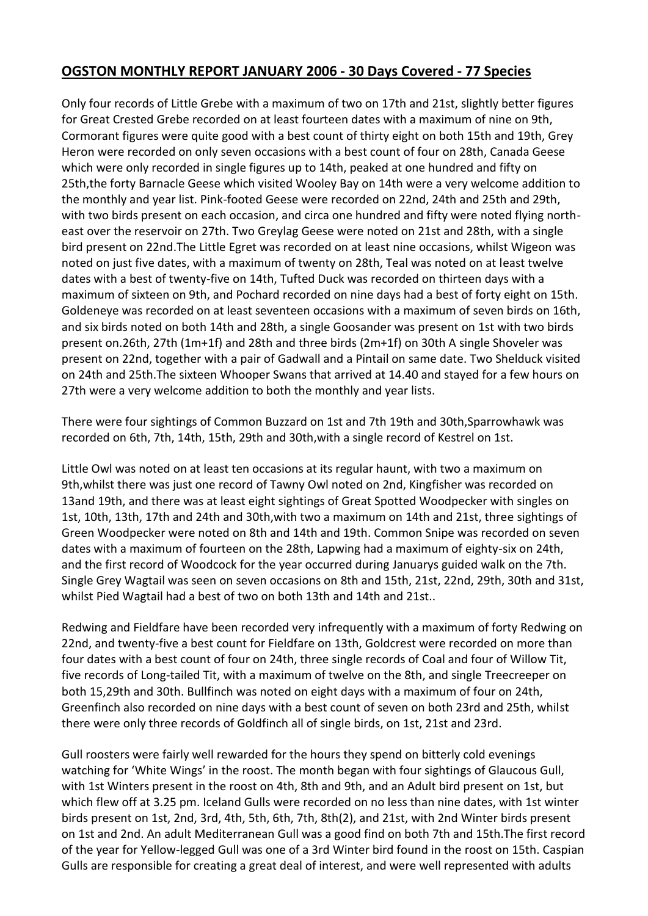## **OGSTON MONTHLY REPORT JANUARY 2006 - 30 Days Covered - 77 Species**

Only four records of Little Grebe with a maximum of two on 17th and 21st, slightly better figures for Great Crested Grebe recorded on at least fourteen dates with a maximum of nine on 9th, Cormorant figures were quite good with a best count of thirty eight on both 15th and 19th, Grey Heron were recorded on only seven occasions with a best count of four on 28th, Canada Geese which were only recorded in single figures up to 14th, peaked at one hundred and fifty on 25th,the forty Barnacle Geese which visited Wooley Bay on 14th were a very welcome addition to the monthly and year list. Pink-footed Geese were recorded on 22nd, 24th and 25th and 29th, with two birds present on each occasion, and circa one hundred and fifty were noted flying north-east over the reservoir on 27th. Two Greylag Geese were noted on 21st and 28th, with a single bird present on 22nd.The Little Egret was recorded on at least nine occasions, whilst Wigeon was noted on just five dates, with a maximum of twenty on 28th, Teal was noted on at least twelve dates with a best of twenty-five on 14th, Tufted Duck was recorded on thirteen days with a maximum of sixteen on 9th, and Pochard recorded on nine days had a best of forty eight on 15th. Goldeneye was recorded on at least seventeen occasions with a maximum of seven birds on 16th, and six birds noted on both 14th and 28th, a single Goosander was present on 1st with two birds present on.26th, 27th (1m+1f) and 28th and three birds (2m+1f) on 30th A single Shoveler was present on 22nd, together with a pair of Gadwall and a Pintail on same date. Two Shelduck visited on 24th and 25th.The sixteen Whooper Swans that arrived at 14.40 and stayed for a few hours on 27th were a very welcome addition to both the monthly and year lists.

There were four sightings of Common Buzzard on 1st and 7th 19th and 30th,Sparrowhawk was recorded on 6th, 7th, 14th, 15th, 29th and 30th,with a single record of Kestrel on 1st.

Little Owl was noted on at least ten occasions at its regular haunt, with two a maximum on 9th,whilst there was just one record of Tawny Owl noted on 2nd, Kingfisher was recorded on 13and 19th, and there was at least eight sightings of Great Spotted Woodpecker with singles on 1st, 10th, 13th, 17th and 24th and 30th,with two a maximum on 14th and 21st, three sightings of Green Woodpecker were noted on 8th and 14th and 19th. Common Snipe was recorded on seven dates with a maximum of fourteen on the 28th, Lapwing had a maximum of eighty-six on 24th, and the first record of Woodcock for the year occurred during Januarys guided walk on the 7th. Single Grey Wagtail was seen on seven occasions on 8th and 15th, 21st, 22nd, 29th, 30th and 31st, whilst Pied Wagtail had a best of two on both 13th and 14th and 21st..

Redwing and Fieldfare have been recorded very infrequently with a maximum of forty Redwing on 22nd, and twenty-five a best count for Fieldfare on 13th, Goldcrest were recorded on more than four dates with a best count of four on 24th, three single records of Coal and four of Willow Tit, five records of Long-tailed Tit, with a maximum of twelve on the 8th, and single Treecreeper on both 15,29th and 30th. Bullfinch was noted on eight days with a maximum of four on 24th, Greenfinch also recorded on nine days with a best count of seven on both 23rd and 25th, whilst there were only three records of Goldfinch all of single birds, on 1st, 21st and 23rd.

Gull roosters were fairly well rewarded for the hours they spend on bitterly cold evenings watching for 'White Wings' in the roost. The month began with four sightings of Glaucous Gull, with 1st Winters present in the roost on 4th, 8th and 9th, and an Adult bird present on 1st, but which flew off at 3.25 pm. Iceland Gulls were recorded on no less than nine dates, with 1st winter birds present on 1st, 2nd, 3rd, 4th, 5th, 6th, 7th, 8th(2), and 21st, with 2nd Winter birds present on 1st and 2nd. An adult Mediterranean Gull was a good find on both 7th and 15th.The first record of the year for Yellow-legged Gull was one of a 3rd Winter bird found in the roost on 15th. Caspian Gulls are responsible for creating a great deal of interest, and were well represented with adults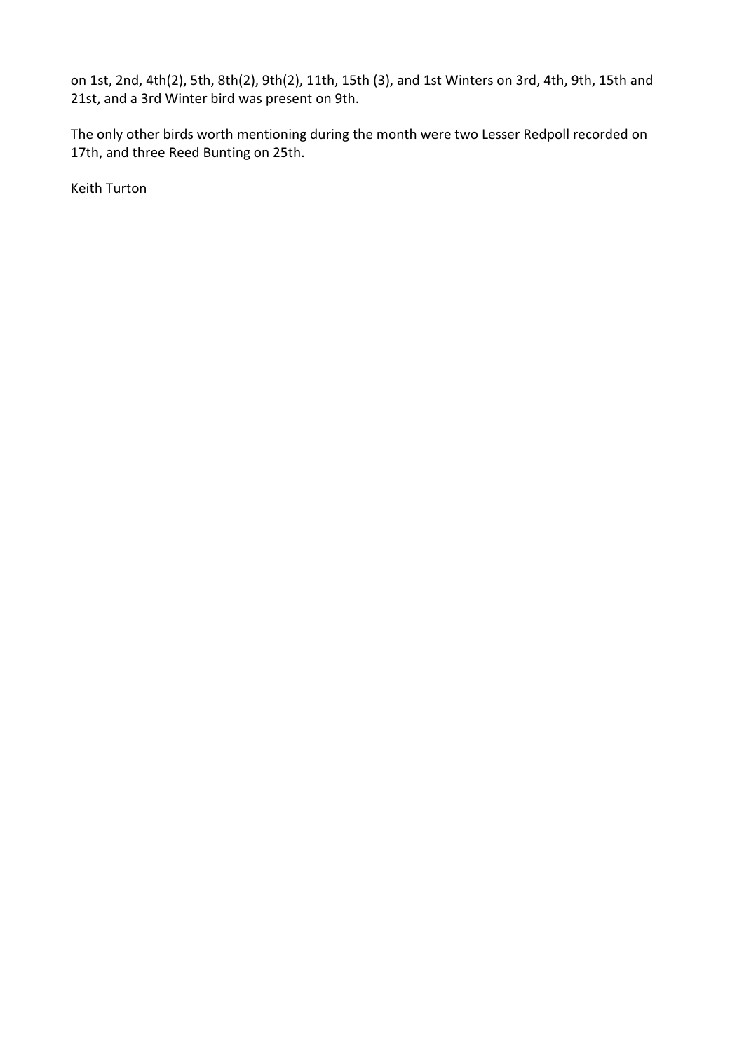on 1st, 2nd, 4th(2), 5th, 8th(2), 9th(2), 11th, 15th (3), and 1st Winters on 3rd, 4th, 9th, 15th and 21st, and a 3rd Winter bird was present on 9th.

The only other birds worth mentioning during the month were two Lesser Redpoll recorded on 17th, and three Reed Bunting on 25th.

Keith Turton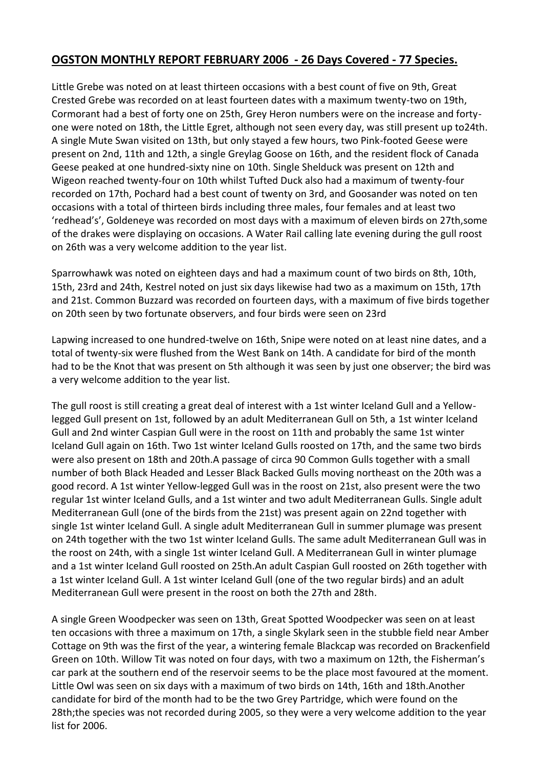## **OGSTON MONTHLY REPORT FEBRUARY 2006 - 26 Days Covered - 77 Species.**

Little Grebe was noted on at least thirteen occasions with a best count of five on 9th, Great Crested Grebe was recorded on at least fourteen dates with a maximum twenty-two on 19th, Cormorant had a best of forty one on 25th, Grey Heron numbers were on the increase and forty-one were noted on 18th, the Little Egret, although not seen every day, was still present up to24th. A single Mute Swan visited on 13th, but only stayed a few hours, two Pink-footed Geese were present on 2nd, 11th and 12th, a single Greylag Goose on 16th, and the resident flock of Canada Geese peaked at one hundred-sixty nine on 10th. Single Shelduck was present on 12th and Wigeon reached twenty-four on 10th whilst Tufted Duck also had a maximum of twenty-four recorded on 17th, Pochard had a best count of twenty on 3rd, and Goosander was noted on ten occasions with a total of thirteen birds including three males, four females and at least two 'redhead's', Goldeneye was recorded on most days with a maximum of eleven birds on 27th,some of the drakes were displaying on occasions. A Water Rail calling late evening during the gull roost on 26th was a very welcome addition to the year list.

Sparrowhawk was noted on eighteen days and had a maximum count of two birds on 8th, 10th, 15th, 23rd and 24th, Kestrel noted on just six days likewise had two as a maximum on 15th, 17th and 21st. Common Buzzard was recorded on fourteen days, with a maximum of five birds together on 20th seen by two fortunate observers, and four birds were seen on 23rd

Lapwing increased to one hundred-twelve on 16th, Snipe were noted on at least nine dates, and a total of twenty-six were flushed from the West Bank on 14th. A candidate for bird of the month had to be the Knot that was present on 5th although it was seen by just one observer; the bird was a very welcome addition to the year list.

The gull roost is still creating a great deal of interest with a 1st winter Iceland Gull and a Yellow-legged Gull present on 1st, followed by an adult Mediterranean Gull on 5th, a 1st winter Iceland Gull and 2nd winter Caspian Gull were in the roost on 11th and probably the same 1st winter Iceland Gull again on 16th. Two 1st winter Iceland Gulls roosted on 17th, and the same two birds were also present on 18th and 20th.A passage of circa 90 Common Gulls together with a small number of both Black Headed and Lesser Black Backed Gulls moving northeast on the 20th was a good record. A 1st winter Yellow-legged Gull was in the roost on 21st, also present were the two regular 1st winter Iceland Gulls, and a 1st winter and two adult Mediterranean Gulls. Single adult Mediterranean Gull (one of the birds from the 21st) was present again on 22nd together with single 1st winter Iceland Gull. A single adult Mediterranean Gull in summer plumage was present on 24th together with the two 1st winter Iceland Gulls. The same adult Mediterranean Gull was in the roost on 24th, with a single 1st winter Iceland Gull. A Mediterranean Gull in winter plumage and a 1st winter Iceland Gull roosted on 25th.An adult Caspian Gull roosted on 26th together with a 1st winter Iceland Gull. A 1st winter Iceland Gull (one of the two regular birds) and an adult Mediterranean Gull were present in the roost on both the 27th and 28th.

A single Green Woodpecker was seen on 13th, Great Spotted Woodpecker was seen on at least ten occasions with three a maximum on 17th, a single Skylark seen in the stubble field near Amber Cottage on 9th was the first of the year, a wintering female Blackcap was recorded on Brackenfield Green on 10th. Willow Tit was noted on four days, with two a maximum on 12th, the Fisherman's car park at the southern end of the reservoir seems to be the place most favoured at the moment. Little Owl was seen on six days with a maximum of two birds on 14th, 16th and 18th.Another candidate for bird of the month had to be the two Grey Partridge, which were found on the 28th;the species was not recorded during 2005, so they were a very welcome addition to the year list for 2006.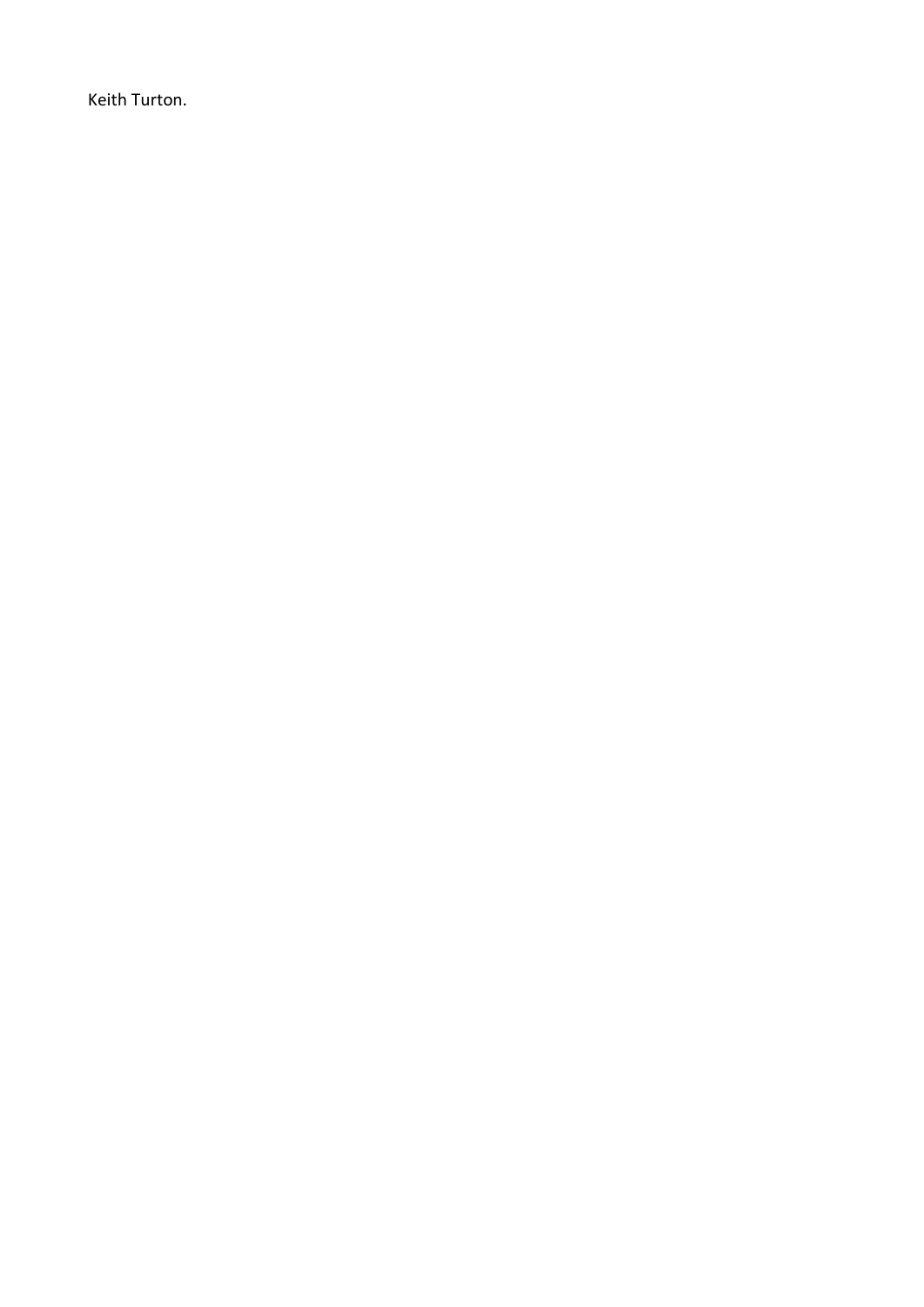Keith Turton.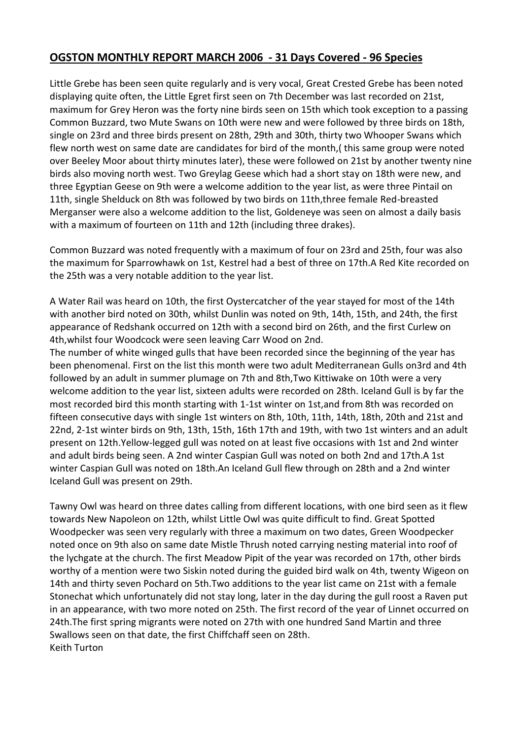## **OGSTON MONTHLY REPORT MARCH 2006 - 31 Days Covered - 96 Species**

Little Grebe has been seen quite regularly and is very vocal, Great Crested Grebe has been noted displaying quite often, the Little Egret first seen on 7th December was last recorded on 21st, maximum for Grey Heron was the forty nine birds seen on 15th which took exception to a passing Common Buzzard, two Mute Swans on 10th were new and were followed by three birds on 18th, single on 23rd and three birds present on 28th, 29th and 30th, thirty two Whooper Swans which flew north west on same date are candidates for bird of the month,( this same group were noted over Beeley Moor about thirty minutes later), these were followed on 21st by another twenty nine birds also moving north west. Two Greylag Geese which had a short stay on 18th were new, and three Egyptian Geese on 9th were a welcome addition to the year list, as were three Pintail on 11th, single Shelduck on 8th was followed by two birds on 11th,three female Red-breasted Merganser were also a welcome addition to the list, Goldeneye was seen on almost a daily basis with a maximum of fourteen on 11th and 12th (including three drakes).

Common Buzzard was noted frequently with a maximum of four on 23rd and 25th, four was also the maximum for Sparrowhawk on 1st, Kestrel had a best of three on 17th.A Red Kite recorded on the 25th was a very notable addition to the year list.

A Water Rail was heard on 10th, the first Oystercatcher of the year stayed for most of the 14th with another bird noted on 30th, whilst Dunlin was noted on 9th, 14th, 15th, and 24th, the first appearance of Redshank occurred on 12th with a second bird on 26th, and the first Curlew on 4th,whilst four Woodcock were seen leaving Carr Wood on 2nd.

The number of white winged gulls that have been recorded since the beginning of the year has been phenomenal. First on the list this month were two adult Mediterranean Gulls on3rd and 4th followed by an adult in summer plumage on 7th and 8th,Two Kittiwake on 10th were a very welcome addition to the year list, sixteen adults were recorded on 28th. Iceland Gull is by far the most recorded bird this month starting with 1-1st winter on 1st,and from 8th was recorded on fifteen consecutive days with single 1st winters on 8th, 10th, 11th, 14th, 18th, 20th and 21st and 22nd, 2-1st winter birds on 9th, 13th, 15th, 16th 17th and 19th, with two 1st winters and an adult present on 12th.Yellow-legged gull was noted on at least five occasions with 1st and 2nd winter and adult birds being seen. A 2nd winter Caspian Gull was noted on both 2nd and 17th.A 1st winter Caspian Gull was noted on 18th.An Iceland Gull flew through on 28th and a 2nd winter Iceland Gull was present on 29th.

Tawny Owl was heard on three dates calling from different locations, with one bird seen as it flew towards New Napoleon on 12th, whilst Little Owl was quite difficult to find. Great Spotted Woodpecker was seen very regularly with three a maximum on two dates, Green Woodpecker noted once on 9th also on same date Mistle Thrush noted carrying nesting material into roof of the lychgate at the church. The first Meadow Pipit of the year was recorded on 17th, other birds worthy of a mention were two Siskin noted during the guided bird walk on 4th, twenty Wigeon on 14th and thirty seven Pochard on 5th.Two additions to the year list came on 21st with a female Stonechat which unfortunately did not stay long, later in the day during the gull roost a Raven put in an appearance, with two more noted on 25th. The first record of the year of Linnet occurred on 24th.The first spring migrants were noted on 27th with one hundred Sand Martin and three Swallows seen on that date, the first Chiffchaff seen on 28th.
Keith Turton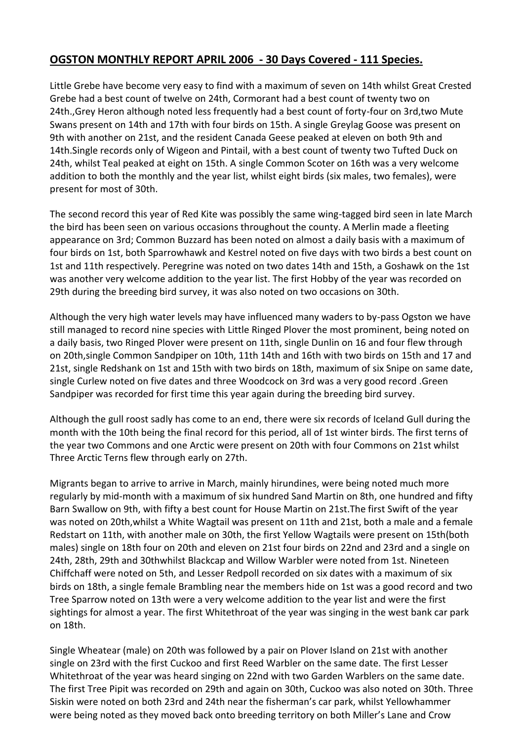## OGSTON MONTHLY REPORT APRIL 2006 - 30 Days Covered - 111 Species.

Little Grebe have become very easy to find with a maximum of seven on 14th whilst Great Crested Grebe had a best count of twelve on 24th, Cormorant had a best count of twenty two on 24th.,Grey Heron although noted less frequently had a best count of forty-four on 3rd,two Mute Swans present on 14th and 17th with four birds on 15th. A single Greylag Goose was present on 9th with another on 21st, and the resident Canada Geese peaked at eleven on both 9th and 14th.Single records only of Wigeon and Pintail, with a best count of twenty two Tufted Duck on 24th, whilst Teal peaked at eight on 15th. A single Common Scoter on 16th was a very welcome addition to both the monthly and the year list, whilst eight birds (six males, two females), were present for most of 30th.

The second record this year of Red Kite was possibly the same wing-tagged bird seen in late March the bird has been seen on various occasions throughout the county. A Merlin made a fleeting appearance on 3rd; Common Buzzard has been noted on almost a daily basis with a maximum of four birds on 1st, both Sparrowhawk and Kestrel noted on five days with two birds a best count on 1st and 11th respectively. Peregrine was noted on two dates 14th and 15th, a Goshawk on the 1st was another very welcome addition to the year list. The first Hobby of the year was recorded on 29th during the breeding bird survey, it was also noted on two occasions on 30th.

Although the very high water levels may have influenced many waders to by-pass Ogston we have still managed to record nine species with Little Ringed Plover the most prominent, being noted on a daily basis, two Ringed Plover were present on 11th, single Dunlin on 16 and four flew through on 20th,single Common Sandpiper on 10th, 11th 14th and 16th with two birds on 15th and 17 and 21st, single Redshank on 1st and 15th with two birds on 18th, maximum of six Snipe on same date, single Curlew noted on five dates and three Woodcock on 3rd was a very good record .Green Sandpiper was recorded for first time this year again during the breeding bird survey.

Although the gull roost sadly has come to an end, there were six records of Iceland Gull during the month with the 10th being the final record for this period, all of 1st winter birds. The first terns of the year two Commons and one Arctic were present on 20th with four Commons on 21st whilst Three Arctic Terns flew through early on 27th.

Migrants began to arrive to arrive in March, mainly hirundines, were being noted much more regularly by mid-month with a maximum of six hundred Sand Martin on 8th, one hundred and fifty Barn Swallow on 9th, with fifty a best count for House Martin on 21st.The first Swift of the year was noted on 20th,whilst a White Wagtail was present on 11th and 21st, both a male and a female Redstart on 11th, with another male on 30th, the first Yellow Wagtails were present on 15th(both males) single on 18th four on 20th and eleven on 21st four birds on 22nd and 23rd and a single on 24th, 28th, 29th and 30thwhilst Blackcap and Willow Warbler were noted from 1st. Nineteen Chiffchaff were noted on 5th, and Lesser Redpoll recorded on six dates with a maximum of six birds on 18th, a single female Brambling near the members hide on 1st was a good record and two Tree Sparrow noted on 13th were a very welcome addition to the year list and were the first sightings for almost a year. The first Whitethroat of the year was singing in the west bank car park on 18th.

Single Wheatear (male) on 20th was followed by a pair on Plover Island on 21st with another single on 23rd with the first Cuckoo and first Reed Warbler on the same date. The first Lesser Whitethroat of the year was heard singing on 22nd with two Garden Warblers on the same date. The first Tree Pipit was recorded on 29th and again on 30th, Cuckoo was also noted on 30th. Three Siskin were noted on both 23rd and 24th near the fisherman's car park, whilst Yellowhammer were being noted as they moved back onto breeding territory on both Miller's Lane and Crow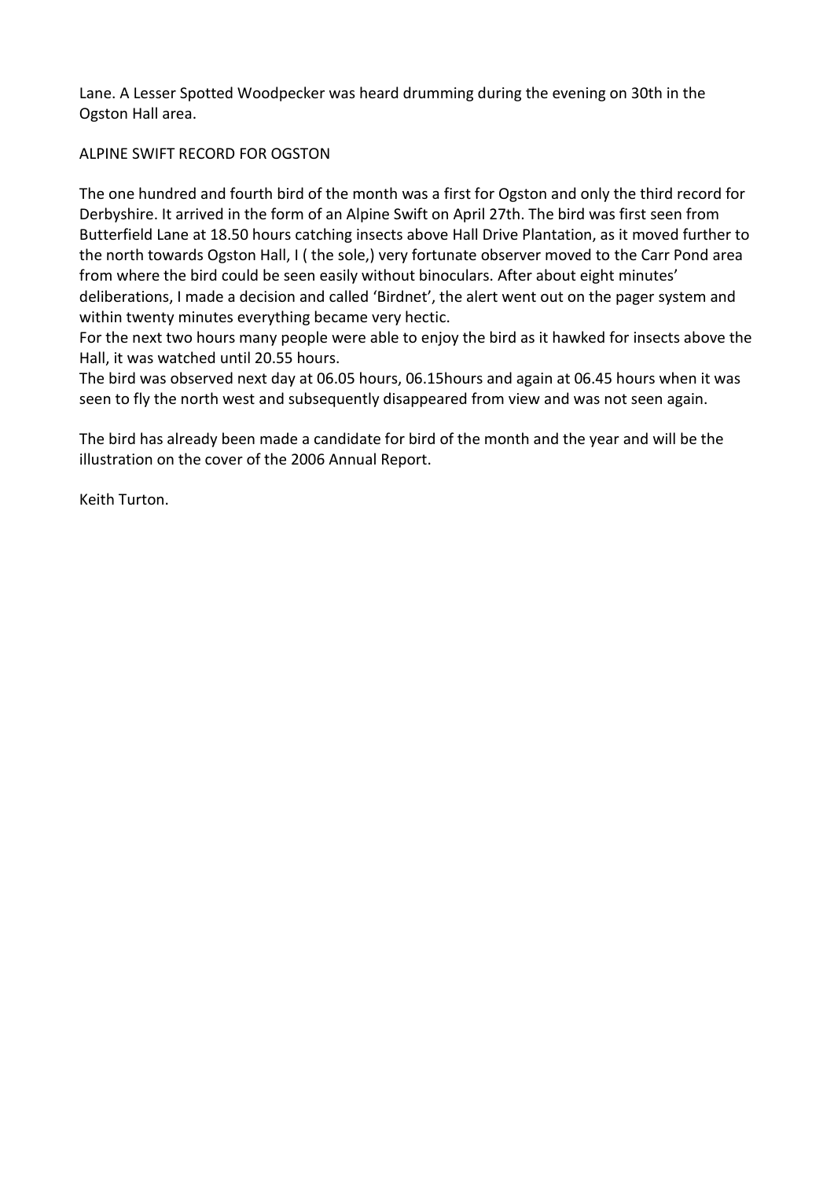Lane. A Lesser Spotted Woodpecker was heard drumming during the evening on 30th in the Ogston Hall area.

ALPINE SWIFT RECORD FOR OGSTON

The one hundred and fourth bird of the month was a first for Ogston and only the third record for Derbyshire. It arrived in the form of an Alpine Swift on April 27th. The bird was first seen from Butterfield Lane at 18.50 hours catching insects above Hall Drive Plantation, as it moved further to the north towards Ogston Hall, I ( the sole,) very fortunate observer moved to the Carr Pond area from where the bird could be seen easily without binoculars. After about eight minutes' deliberations, I made a decision and called 'Birdnet', the alert went out on the pager system and within twenty minutes everything became very hectic.
For the next two hours many people were able to enjoy the bird as it hawked for insects above the Hall, it was watched until 20.55 hours.
The bird was observed next day at 06.05 hours, 06.15hours and again at 06.45 hours when it was seen to fly the north west and subsequently disappeared from view and was not seen again.

The bird has already been made a candidate for bird of the month and the year and will be the illustration on the cover of the 2006 Annual Report.

Keith Turton.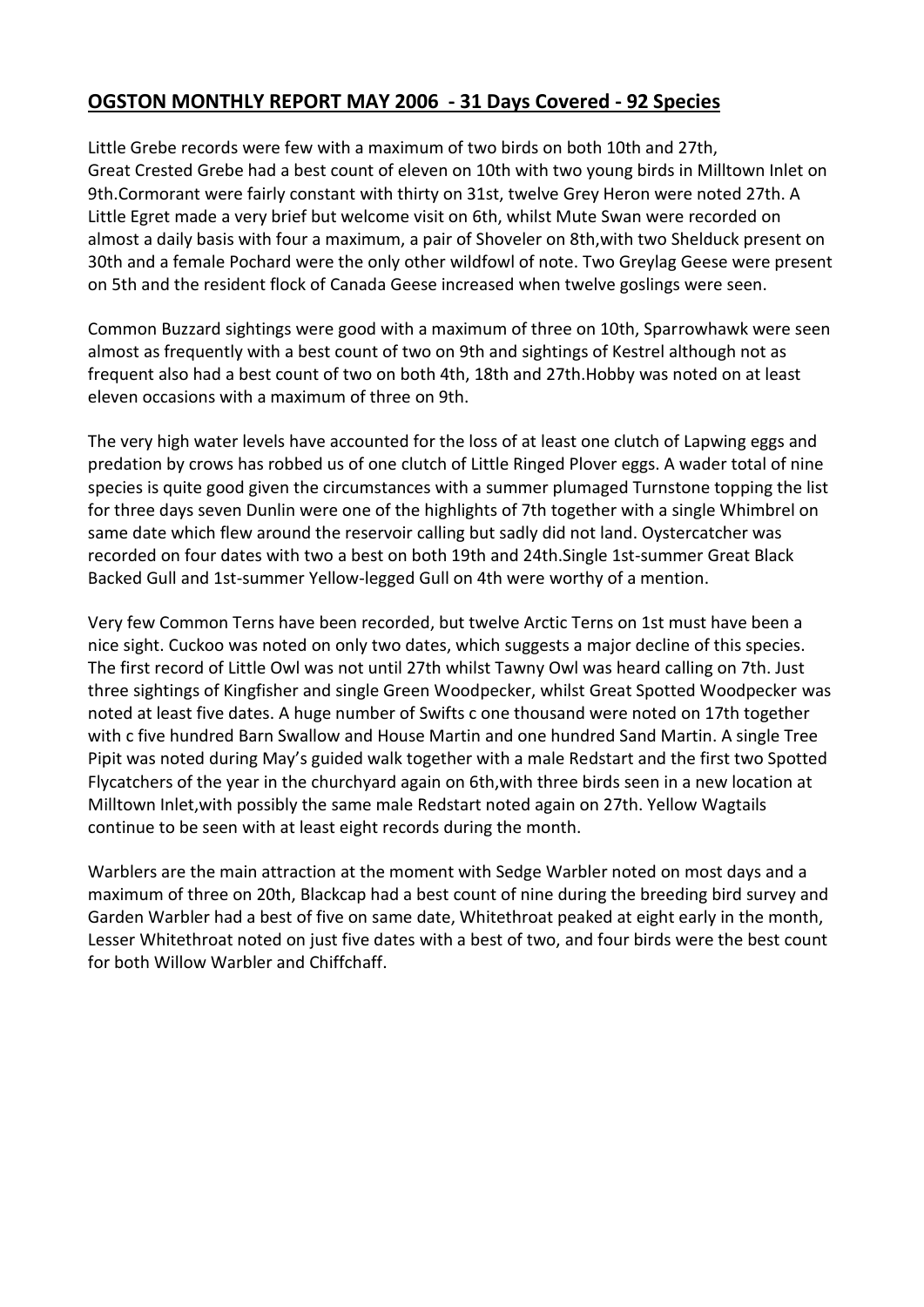## **OGSTON MONTHLY REPORT MAY 2006 - 31 Days Covered - 92 Species**

Little Grebe records were few with a maximum of two birds on both 10th and 27th, Great Crested Grebe had a best count of eleven on 10th with two young birds in Milltown Inlet on 9th.Cormorant were fairly constant with thirty on 31st, twelve Grey Heron were noted 27th. A Little Egret made a very brief but welcome visit on 6th, whilst Mute Swan were recorded on almost a daily basis with four a maximum, a pair of Shoveler on 8th,with two Shelduck present on 30th and a female Pochard were the only other wildfowl of note. Two Greylag Geese were present on 5th and the resident flock of Canada Geese increased when twelve goslings were seen.

Common Buzzard sightings were good with a maximum of three on 10th, Sparrowhawk were seen almost as frequently with a best count of two on 9th and sightings of Kestrel although not as frequent also had a best count of two on both 4th, 18th and 27th.Hobby was noted on at least eleven occasions with a maximum of three on 9th.

The very high water levels have accounted for the loss of at least one clutch of Lapwing eggs and predation by crows has robbed us of one clutch of Little Ringed Plover eggs. A wader total of nine species is quite good given the circumstances with a summer plumaged Turnstone topping the list for three days seven Dunlin were one of the highlights of 7th together with a single Whimbrel on same date which flew around the reservoir calling but sadly did not land. Oystercatcher was recorded on four dates with two a best on both 19th and 24th.Single 1st-summer Great Black Backed Gull and 1st-summer Yellow-legged Gull on 4th were worthy of a mention.

Very few Common Terns have been recorded, but twelve Arctic Terns on 1st must have been a nice sight. Cuckoo was noted on only two dates, which suggests a major decline of this species. The first record of Little Owl was not until 27th whilst Tawny Owl was heard calling on 7th. Just three sightings of Kingfisher and single Green Woodpecker, whilst Great Spotted Woodpecker was noted at least five dates. A huge number of Swifts c one thousand were noted on 17th together with c five hundred Barn Swallow and House Martin and one hundred Sand Martin. A single Tree Pipit was noted during May's guided walk together with a male Redstart and the first two Spotted Flycatchers of the year in the churchyard again on 6th,with three birds seen in a new location at Milltown Inlet,with possibly the same male Redstart noted again on 27th. Yellow Wagtails continue to be seen with at least eight records during the month.

Warblers are the main attraction at the moment with Sedge Warbler noted on most days and a maximum of three on 20th, Blackcap had a best count of nine during the breeding bird survey and Garden Warbler had a best of five on same date, Whitethroat peaked at eight early in the month, Lesser Whitethroat noted on just five dates with a best of two, and four birds were the best count for both Willow Warbler and Chiffchaff.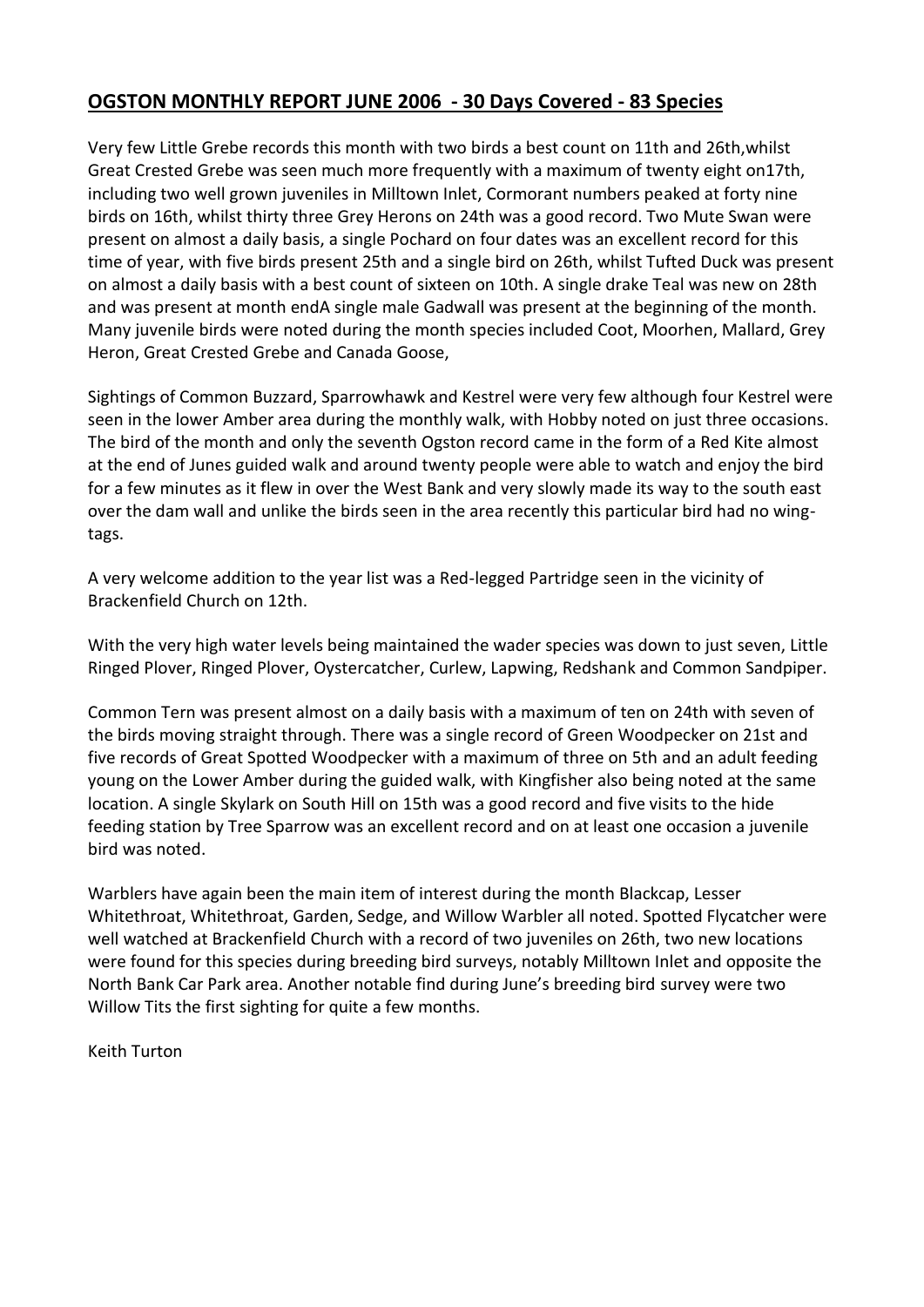## **OGSTON MONTHLY REPORT JUNE 2006 - 30 Days Covered - 83 Species**

Very few Little Grebe records this month with two birds a best count on 11th and 26th,whilst Great Crested Grebe was seen much more frequently with a maximum of twenty eight on17th, including two well grown juveniles in Milltown Inlet, Cormorant numbers peaked at forty nine birds on 16th, whilst thirty three Grey Herons on 24th was a good record. Two Mute Swan were present on almost a daily basis, a single Pochard on four dates was an excellent record for this time of year, with five birds present 25th and a single bird on 26th, whilst Tufted Duck was present on almost a daily basis with a best count of sixteen on 10th. A single drake Teal was new on 28th and was present at month endA single male Gadwall was present at the beginning of the month. Many juvenile birds were noted during the month species included Coot, Moorhen, Mallard, Grey Heron, Great Crested Grebe and Canada Goose,

Sightings of Common Buzzard, Sparrowhawk and Kestrel were very few although four Kestrel were seen in the lower Amber area during the monthly walk, with Hobby noted on just three occasions. The bird of the month and only the seventh Ogston record came in the form of a Red Kite almost at the end of Junes guided walk and around twenty people were able to watch and enjoy the bird for a few minutes as it flew in over the West Bank and very slowly made its way to the south east over the dam wall and unlike the birds seen in the area recently this particular bird had no wing-tags.

A very welcome addition to the year list was a Red-legged Partridge seen in the vicinity of Brackenfield Church on 12th.

With the very high water levels being maintained the wader species was down to just seven, Little Ringed Plover, Ringed Plover, Oystercatcher, Curlew, Lapwing, Redshank and Common Sandpiper.

Common Tern was present almost on a daily basis with a maximum of ten on 24th with seven of the birds moving straight through. There was a single record of Green Woodpecker on 21st and five records of Great Spotted Woodpecker with a maximum of three on 5th and an adult feeding young on the Lower Amber during the guided walk, with Kingfisher also being noted at the same location. A single Skylark on South Hill on 15th was a good record and five visits to the hide feeding station by Tree Sparrow was an excellent record and on at least one occasion a juvenile bird was noted.

Warblers have again been the main item of interest during the month Blackcap, Lesser Whitethroat, Whitethroat, Garden, Sedge, and Willow Warbler all noted. Spotted Flycatcher were well watched at Brackenfield Church with a record of two juveniles on 26th, two new locations were found for this species during breeding bird surveys, notably Milltown Inlet and opposite the North Bank Car Park area. Another notable find during June's breeding bird survey were two Willow Tits the first sighting for quite a few months.

Keith Turton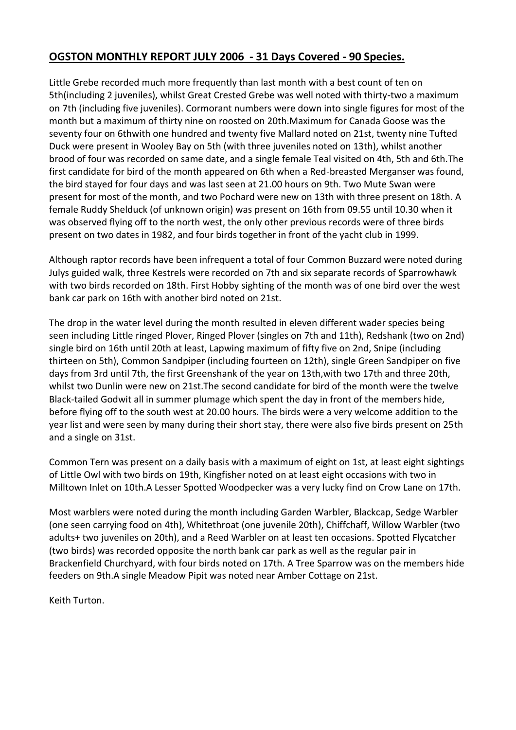## OGSTON MONTHLY REPORT JULY 2006 - 31 Days Covered - 90 Species.

Little Grebe recorded much more frequently than last month with a best count of ten on 5th(including 2 juveniles), whilst Great Crested Grebe was well noted with thirty-two a maximum on 7th (including five juveniles). Cormorant numbers were down into single figures for most of the month but a maximum of thirty nine on roosted on 20th.Maximum for Canada Goose was the seventy four on 6thwith one hundred and twenty five Mallard noted on 21st, twenty nine Tufted Duck were present in Wooley Bay on 5th (with three juveniles noted on 13th), whilst another brood of four was recorded on same date, and a single female Teal visited on 4th, 5th and 6th.The first candidate for bird of the month appeared on 6th when a Red-breasted Merganser was found, the bird stayed for four days and was last seen at 21.00 hours on 9th. Two Mute Swan were present for most of the month, and two Pochard were new on 13th with three present on 18th. A female Ruddy Shelduck (of unknown origin) was present on 16th from 09.55 until 10.30 when it was observed flying off to the north west, the only other previous records were of three birds present on two dates in 1982, and four birds together in front of the yacht club in 1999.

Although raptor records have been infrequent a total of four Common Buzzard were noted during Julys guided walk, three Kestrels were recorded on 7th and six separate records of Sparrowhawk with two birds recorded on 18th. First Hobby sighting of the month was of one bird over the west bank car park on 16th with another bird noted on 21st.

The drop in the water level during the month resulted in eleven different wader species being seen including Little ringed Plover, Ringed Plover (singles on 7th and 11th), Redshank (two on 2nd) single bird on 16th until 20th at least, Lapwing maximum of fifty five on 2nd, Snipe (including thirteen on 5th), Common Sandpiper (including fourteen on 12th), single Green Sandpiper on five days from 3rd until 7th, the first Greenshank of the year on 13th,with two 17th and three 20th, whilst two Dunlin were new on 21st.The second candidate for bird of the month were the twelve Black-tailed Godwit all in summer plumage which spent the day in front of the members hide, before flying off to the south west at 20.00 hours. The birds were a very welcome addition to the year list and were seen by many during their short stay, there were also five birds present on 25th and a single on 31st.

Common Tern was present on a daily basis with a maximum of eight on 1st, at least eight sightings of Little Owl with two birds on 19th, Kingfisher noted on at least eight occasions with two in Milltown Inlet on 10th.A Lesser Spotted Woodpecker was a very lucky find on Crow Lane on 17th.

Most warblers were noted during the month including Garden Warbler, Blackcap, Sedge Warbler (one seen carrying food on 4th), Whitethroat (one juvenile 20th), Chiffchaff, Willow Warbler (two adults+ two juveniles on 20th), and a Reed Warbler on at least ten occasions. Spotted Flycatcher (two birds) was recorded opposite the north bank car park as well as the regular pair in Brackenfield Churchyard, with four birds noted on 17th. A Tree Sparrow was on the members hide feeders on 9th.A single Meadow Pipit was noted near Amber Cottage on 21st.

Keith Turton.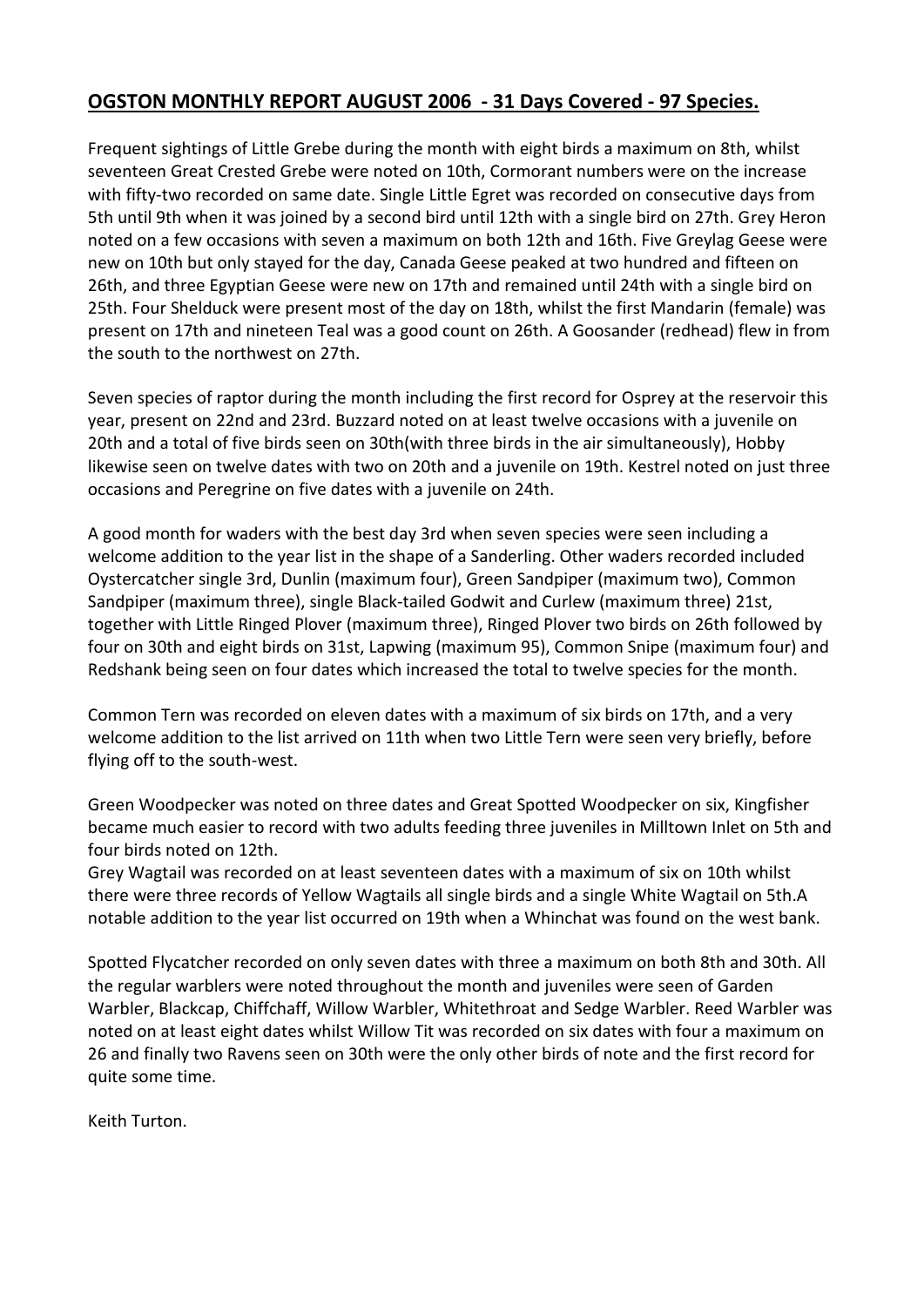## **OGSTON MONTHLY REPORT AUGUST 2006 - 31 Days Covered - 97 Species.**

Frequent sightings of Little Grebe during the month with eight birds a maximum on 8th, whilst seventeen Great Crested Grebe were noted on 10th, Cormorant numbers were on the increase with fifty-two recorded on same date. Single Little Egret was recorded on consecutive days from 5th until 9th when it was joined by a second bird until 12th with a single bird on 27th. Grey Heron noted on a few occasions with seven a maximum on both 12th and 16th. Five Greylag Geese were new on 10th but only stayed for the day, Canada Geese peaked at two hundred and fifteen on 26th, and three Egyptian Geese were new on 17th and remained until 24th with a single bird on 25th. Four Shelduck were present most of the day on 18th, whilst the first Mandarin (female) was present on 17th and nineteen Teal was a good count on 26th. A Goosander (redhead) flew in from the south to the northwest on 27th.

Seven species of raptor during the month including the first record for Osprey at the reservoir this year, present on 22nd and 23rd. Buzzard noted on at least twelve occasions with a juvenile on 20th and a total of five birds seen on 30th(with three birds in the air simultaneously), Hobby likewise seen on twelve dates with two on 20th and a juvenile on 19th. Kestrel noted on just three occasions and Peregrine on five dates with a juvenile on 24th.

A good month for waders with the best day 3rd when seven species were seen including a welcome addition to the year list in the shape of a Sanderling. Other waders recorded included Oystercatcher single 3rd, Dunlin (maximum four), Green Sandpiper (maximum two), Common Sandpiper (maximum three), single Black-tailed Godwit and Curlew (maximum three) 21st, together with Little Ringed Plover (maximum three), Ringed Plover two birds on 26th followed by four on 30th and eight birds on 31st, Lapwing (maximum 95), Common Snipe (maximum four) and Redshank being seen on four dates which increased the total to twelve species for the month.

Common Tern was recorded on eleven dates with a maximum of six birds on 17th, and a very welcome addition to the list arrived on 11th when two Little Tern were seen very briefly, before flying off to the south-west.

Green Woodpecker was noted on three dates and Great Spotted Woodpecker on six, Kingfisher became much easier to record with two adults feeding three juveniles in Milltown Inlet on 5th and four birds noted on 12th.
Grey Wagtail was recorded on at least seventeen dates with a maximum of six on 10th whilst there were three records of Yellow Wagtails all single birds and a single White Wagtail on 5th.A notable addition to the year list occurred on 19th when a Whinchat was found on the west bank.

Spotted Flycatcher recorded on only seven dates with three a maximum on both 8th and 30th. All the regular warblers were noted throughout the month and juveniles were seen of Garden Warbler, Blackcap, Chiffchaff, Willow Warbler, Whitethroat and Sedge Warbler. Reed Warbler was noted on at least eight dates whilst Willow Tit was recorded on six dates with four a maximum on 26 and finally two Ravens seen on 30th were the only other birds of note and the first record for quite some time.

Keith Turton.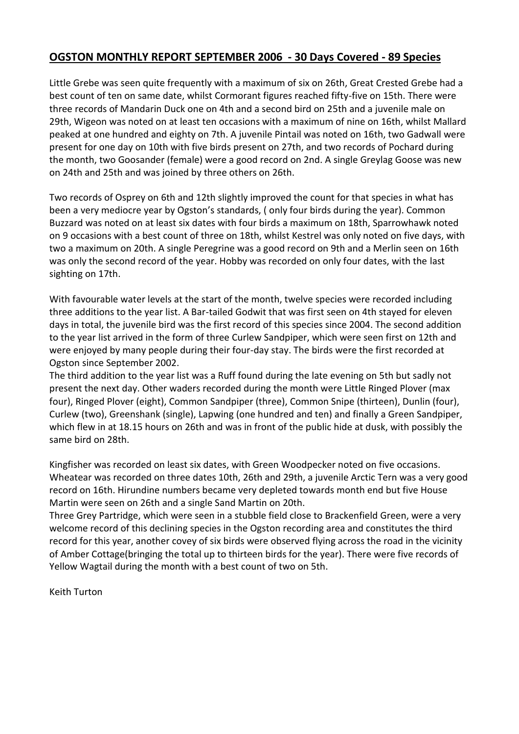## **OGSTON MONTHLY REPORT SEPTEMBER 2006 - 30 Days Covered - 89 Species**

Little Grebe was seen quite frequently with a maximum of six on 26th, Great Crested Grebe had a best count of ten on same date, whilst Cormorant figures reached fifty-five on 15th. There were three records of Mandarin Duck one on 4th and a second bird on 25th and a juvenile male on 29th, Wigeon was noted on at least ten occasions with a maximum of nine on 16th, whilst Mallard peaked at one hundred and eighty on 7th. A juvenile Pintail was noted on 16th, two Gadwall were present for one day on 10th with five birds present on 27th, and two records of Pochard during the month, two Goosander (female) were a good record on 2nd. A single Greylag Goose was new on 24th and 25th and was joined by three others on 26th.

Two records of Osprey on 6th and 12th slightly improved the count for that species in what has been a very mediocre year by Ogston's standards, ( only four birds during the year). Common Buzzard was noted on at least six dates with four birds a maximum on 18th, Sparrowhawk noted on 9 occasions with a best count of three on 18th, whilst Kestrel was only noted on five days, with two a maximum on 20th. A single Peregrine was a good record on 9th and a Merlin seen on 16th was only the second record of the year. Hobby was recorded on only four dates, with the last sighting on 17th.

With favourable water levels at the start of the month, twelve species were recorded including three additions to the year list. A Bar-tailed Godwit that was first seen on 4th stayed for eleven days in total, the juvenile bird was the first record of this species since 2004. The second addition to the year list arrived in the form of three Curlew Sandpiper, which were seen first on 12th and were enjoyed by many people during their four-day stay. The birds were the first recorded at Ogston since September 2002.

The third addition to the year list was a Ruff found during the late evening on 5th but sadly not present the next day. Other waders recorded during the month were Little Ringed Plover (max four), Ringed Plover (eight), Common Sandpiper (three), Common Snipe (thirteen), Dunlin (four), Curlew (two), Greenshank (single), Lapwing (one hundred and ten) and finally a Green Sandpiper, which flew in at 18.15 hours on 26th and was in front of the public hide at dusk, with possibly the same bird on 28th.

Kingfisher was recorded on least six dates, with Green Woodpecker noted on five occasions. Wheatear was recorded on three dates 10th, 26th and 29th, a juvenile Arctic Tern was a very good record on 16th. Hirundine numbers became very depleted towards month end but five House Martin were seen on 26th and a single Sand Martin on 20th.

Three Grey Partridge, which were seen in a stubble field close to Brackenfield Green, were a very welcome record of this declining species in the Ogston recording area and constitutes the third record for this year, another covey of six birds were observed flying across the road in the vicinity of Amber Cottage(bringing the total up to thirteen birds for the year). There were five records of Yellow Wagtail during the month with a best count of two on 5th.

Keith Turton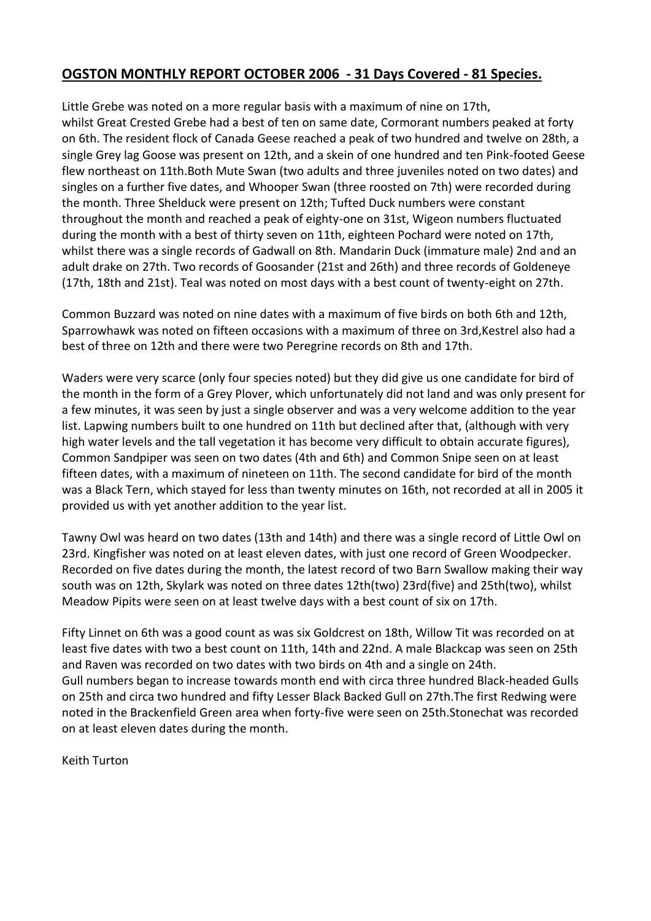## **OGSTON MONTHLY REPORT OCTOBER 2006 - 31 Days Covered - 81 Species.**

Little Grebe was noted on a more regular basis with a maximum of nine on 17th, whilst Great Crested Grebe had a best of ten on same date, Cormorant numbers peaked at forty on 6th. The resident flock of Canada Geese reached a peak of two hundred and twelve on 28th, a single Grey lag Goose was present on 12th, and a skein of one hundred and ten Pink-footed Geese flew northeast on 11th.Both Mute Swan (two adults and three juveniles noted on two dates) and singles on a further five dates, and Whooper Swan (three roosted on 7th) were recorded during the month. Three Shelduck were present on 12th; Tufted Duck numbers were constant throughout the month and reached a peak of eighty-one on 31st, Wigeon numbers fluctuated during the month with a best of thirty seven on 11th, eighteen Pochard were noted on 17th, whilst there was a single records of Gadwall on 8th. Mandarin Duck (immature male) 2nd and an adult drake on 27th. Two records of Goosander (21st and 26th) and three records of Goldeneye (17th, 18th and 21st). Teal was noted on most days with a best count of twenty-eight on 27th.

Common Buzzard was noted on nine dates with a maximum of five birds on both 6th and 12th, Sparrowhawk was noted on fifteen occasions with a maximum of three on 3rd,Kestrel also had a best of three on 12th and there were two Peregrine records on 8th and 17th.

Waders were very scarce (only four species noted) but they did give us one candidate for bird of the month in the form of a Grey Plover, which unfortunately did not land and was only present for a few minutes, it was seen by just a single observer and was a very welcome addition to the year list. Lapwing numbers built to one hundred on 11th but declined after that, (although with very high water levels and the tall vegetation it has become very difficult to obtain accurate figures), Common Sandpiper was seen on two dates (4th and 6th) and Common Snipe seen on at least fifteen dates, with a maximum of nineteen on 11th. The second candidate for bird of the month was a Black Tern, which stayed for less than twenty minutes on 16th, not recorded at all in 2005 it provided us with yet another addition to the year list.

Tawny Owl was heard on two dates (13th and 14th) and there was a single record of Little Owl on 23rd. Kingfisher was noted on at least eleven dates, with just one record of Green Woodpecker. Recorded on five dates during the month, the latest record of two Barn Swallow making their way south was on 12th, Skylark was noted on three dates 12th(two) 23rd(five) and 25th(two), whilst Meadow Pipits were seen on at least twelve days with a best count of six on 17th.

Fifty Linnet on 6th was a good count as was six Goldcrest on 18th, Willow Tit was recorded on at least five dates with two a best count on 11th, 14th and 22nd. A male Blackcap was seen on 25th and Raven was recorded on two dates with two birds on 4th and a single on 24th.
Gull numbers began to increase towards month end with circa three hundred Black-headed Gulls on 25th and circa two hundred and fifty Lesser Black Backed Gull on 27th.The first Redwing were noted in the Brackenfield Green area when forty-five were seen on 25th.Stonechat was recorded on at least eleven dates during the month.

Keith Turton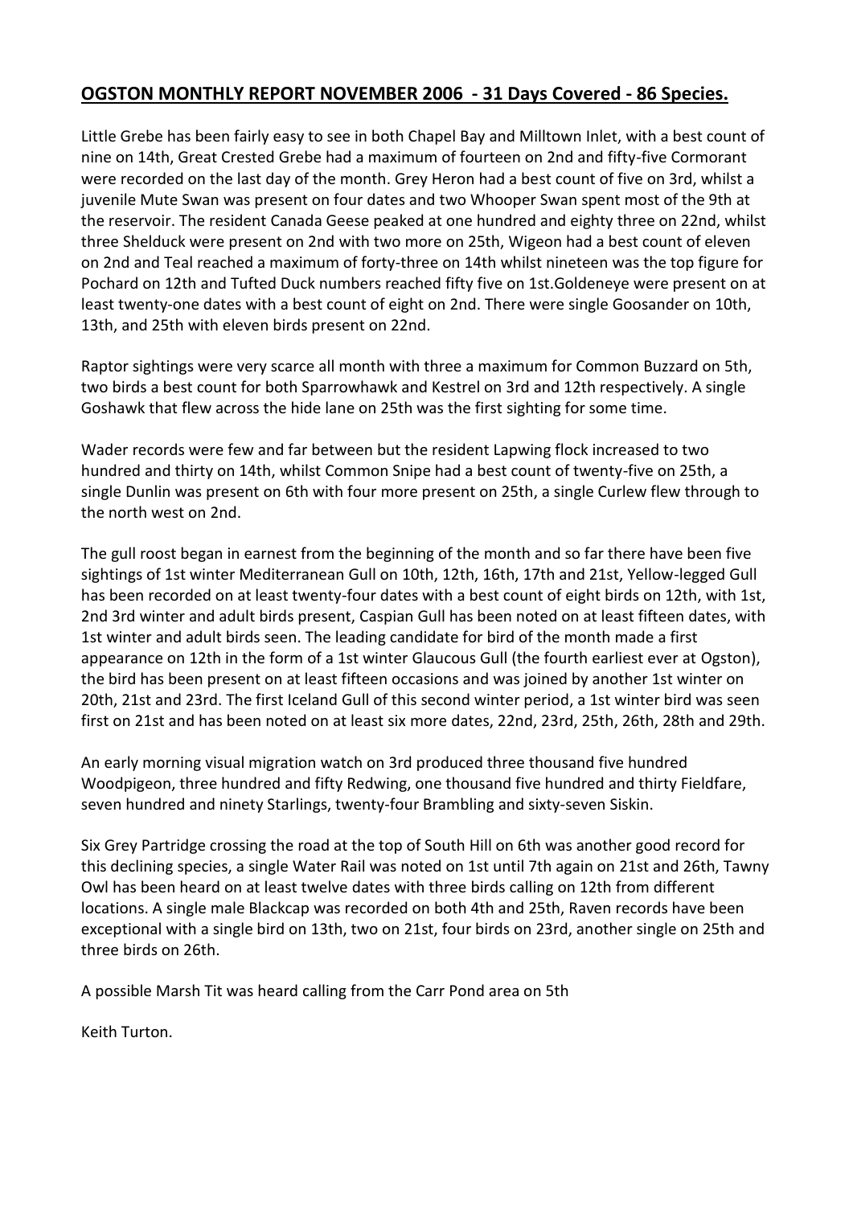## OGSTON MONTHLY REPORT NOVEMBER 2006 - 31 Days Covered - 86 Species.

Little Grebe has been fairly easy to see in both Chapel Bay and Milltown Inlet, with a best count of nine on 14th, Great Crested Grebe had a maximum of fourteen on 2nd and fifty-five Cormorant were recorded on the last day of the month. Grey Heron had a best count of five on 3rd, whilst a juvenile Mute Swan was present on four dates and two Whooper Swan spent most of the 9th at the reservoir. The resident Canada Geese peaked at one hundred and eighty three on 22nd, whilst three Shelduck were present on 2nd with two more on 25th, Wigeon had a best count of eleven on 2nd and Teal reached a maximum of forty-three on 14th whilst nineteen was the top figure for Pochard on 12th and Tufted Duck numbers reached fifty five on 1st.Goldeneye were present on at least twenty-one dates with a best count of eight on 2nd. There were single Goosander on 10th, 13th, and 25th with eleven birds present on 22nd.

Raptor sightings were very scarce all month with three a maximum for Common Buzzard on 5th, two birds a best count for both Sparrowhawk and Kestrel on 3rd and 12th respectively. A single Goshawk that flew across the hide lane on 25th was the first sighting for some time.

Wader records were few and far between but the resident Lapwing flock increased to two hundred and thirty on 14th, whilst Common Snipe had a best count of twenty-five on 25th, a single Dunlin was present on 6th with four more present on 25th, a single Curlew flew through to the north west on 2nd.

The gull roost began in earnest from the beginning of the month and so far there have been five sightings of 1st winter Mediterranean Gull on 10th, 12th, 16th, 17th and 21st, Yellow-legged Gull has been recorded on at least twenty-four dates with a best count of eight birds on 12th, with 1st, 2nd 3rd winter and adult birds present, Caspian Gull has been noted on at least fifteen dates, with 1st winter and adult birds seen. The leading candidate for bird of the month made a first appearance on 12th in the form of a 1st winter Glaucous Gull (the fourth earliest ever at Ogston), the bird has been present on at least fifteen occasions and was joined by another 1st winter on 20th, 21st and 23rd. The first Iceland Gull of this second winter period, a 1st winter bird was seen first on 21st and has been noted on at least six more dates, 22nd, 23rd, 25th, 26th, 28th and 29th.

An early morning visual migration watch on 3rd produced three thousand five hundred Woodpigeon, three hundred and fifty Redwing, one thousand five hundred and thirty Fieldfare, seven hundred and ninety Starlings, twenty-four Brambling and sixty-seven Siskin.

Six Grey Partridge crossing the road at the top of South Hill on 6th was another good record for this declining species, a single Water Rail was noted on 1st until 7th again on 21st and 26th, Tawny Owl has been heard on at least twelve dates with three birds calling on 12th from different locations. A single male Blackcap was recorded on both 4th and 25th, Raven records have been exceptional with a single bird on 13th, two on 21st, four birds on 23rd, another single on 25th and three birds on 26th.

A possible Marsh Tit was heard calling from the Carr Pond area on 5th

Keith Turton.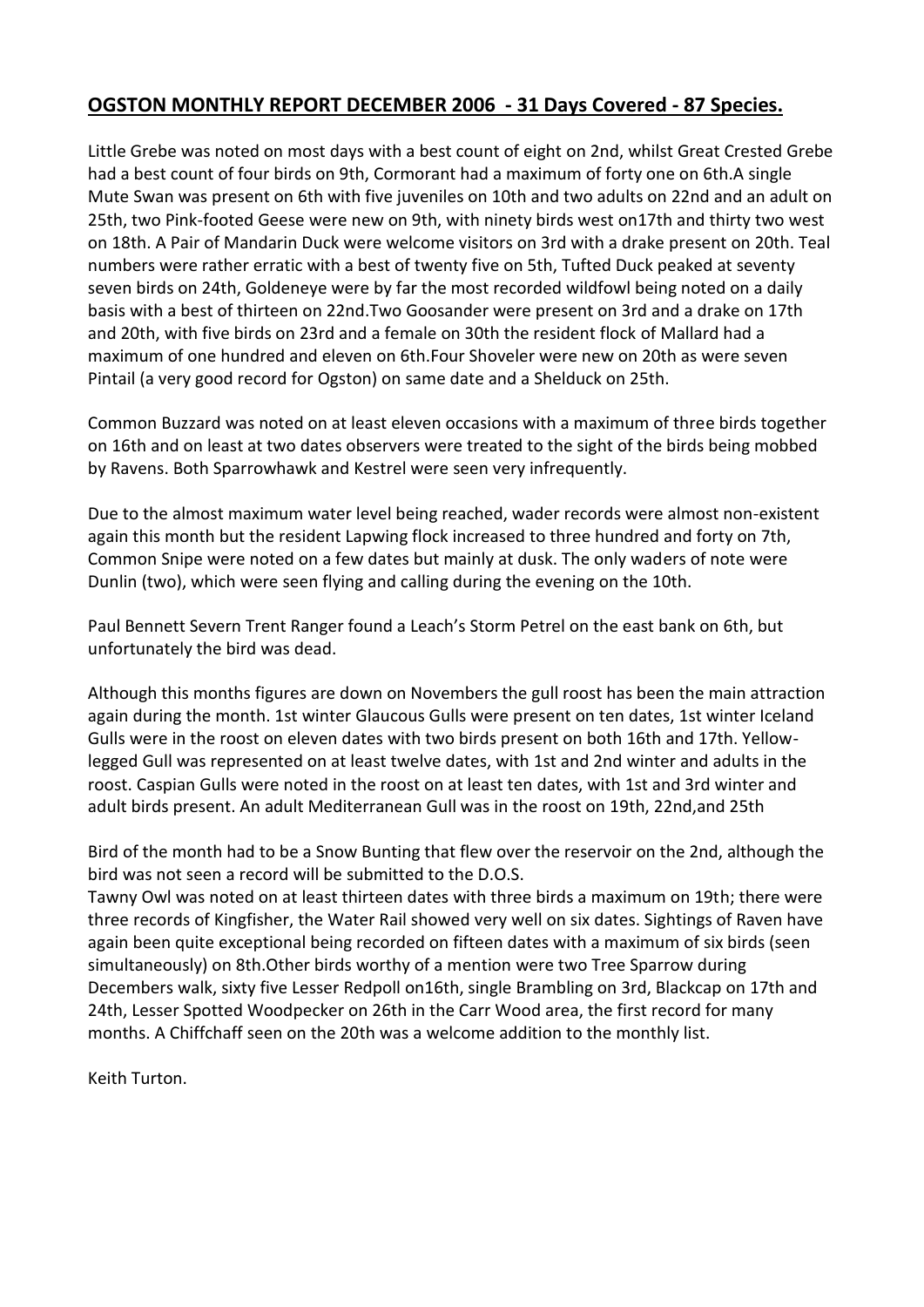## OGSTON MONTHLY REPORT DECEMBER 2006 - 31 Days Covered - 87 Species.

Little Grebe was noted on most days with a best count of eight on 2nd, whilst Great Crested Grebe had a best count of four birds on 9th, Cormorant had a maximum of forty one on 6th.A single Mute Swan was present on 6th with five juveniles on 10th and two adults on 22nd and an adult on 25th, two Pink-footed Geese were new on 9th, with ninety birds west on17th and thirty two west on 18th. A Pair of Mandarin Duck were welcome visitors on 3rd with a drake present on 20th. Teal numbers were rather erratic with a best of twenty five on 5th, Tufted Duck peaked at seventy seven birds on 24th, Goldeneye were by far the most recorded wildfowl being noted on a daily basis with a best of thirteen on 22nd.Two Goosander were present on 3rd and a drake on 17th and 20th, with five birds on 23rd and a female on 30th the resident flock of Mallard had a maximum of one hundred and eleven on 6th.Four Shoveler were new on 20th as were seven Pintail (a very good record for Ogston) on same date and a Shelduck on 25th.

Common Buzzard was noted on at least eleven occasions with a maximum of three birds together on 16th and on least at two dates observers were treated to the sight of the birds being mobbed by Ravens. Both Sparrowhawk and Kestrel were seen very infrequently.

Due to the almost maximum water level being reached, wader records were almost non-existent again this month but the resident Lapwing flock increased to three hundred and forty on 7th, Common Snipe were noted on a few dates but mainly at dusk. The only waders of note were Dunlin (two), which were seen flying and calling during the evening on the 10th.

Paul Bennett Severn Trent Ranger found a Leach's Storm Petrel on the east bank on 6th, but unfortunately the bird was dead.

Although this months figures are down on Novembers the gull roost has been the main attraction again during the month. 1st winter Glaucous Gulls were present on ten dates, 1st winter Iceland Gulls were in the roost on eleven dates with two birds present on both 16th and 17th. Yellow-legged Gull was represented on at least twelve dates, with 1st and 2nd winter and adults in the roost. Caspian Gulls were noted in the roost on at least ten dates, with 1st and 3rd winter and adult birds present. An adult Mediterranean Gull was in the roost on 19th, 22nd,and 25th

Bird of the month had to be a Snow Bunting that flew over the reservoir on the 2nd, although the bird was not seen a record will be submitted to the D.O.S.
Tawny Owl was noted on at least thirteen dates with three birds a maximum on 19th; there were three records of Kingfisher, the Water Rail showed very well on six dates. Sightings of Raven have again been quite exceptional being recorded on fifteen dates with a maximum of six birds (seen simultaneously) on 8th.Other birds worthy of a mention were two Tree Sparrow during Decembers walk, sixty five Lesser Redpoll on16th, single Brambling on 3rd, Blackcap on 17th and 24th, Lesser Spotted Woodpecker on 26th in the Carr Wood area, the first record for many months. A Chiffchaff seen on the 20th was a welcome addition to the monthly list.

Keith Turton.